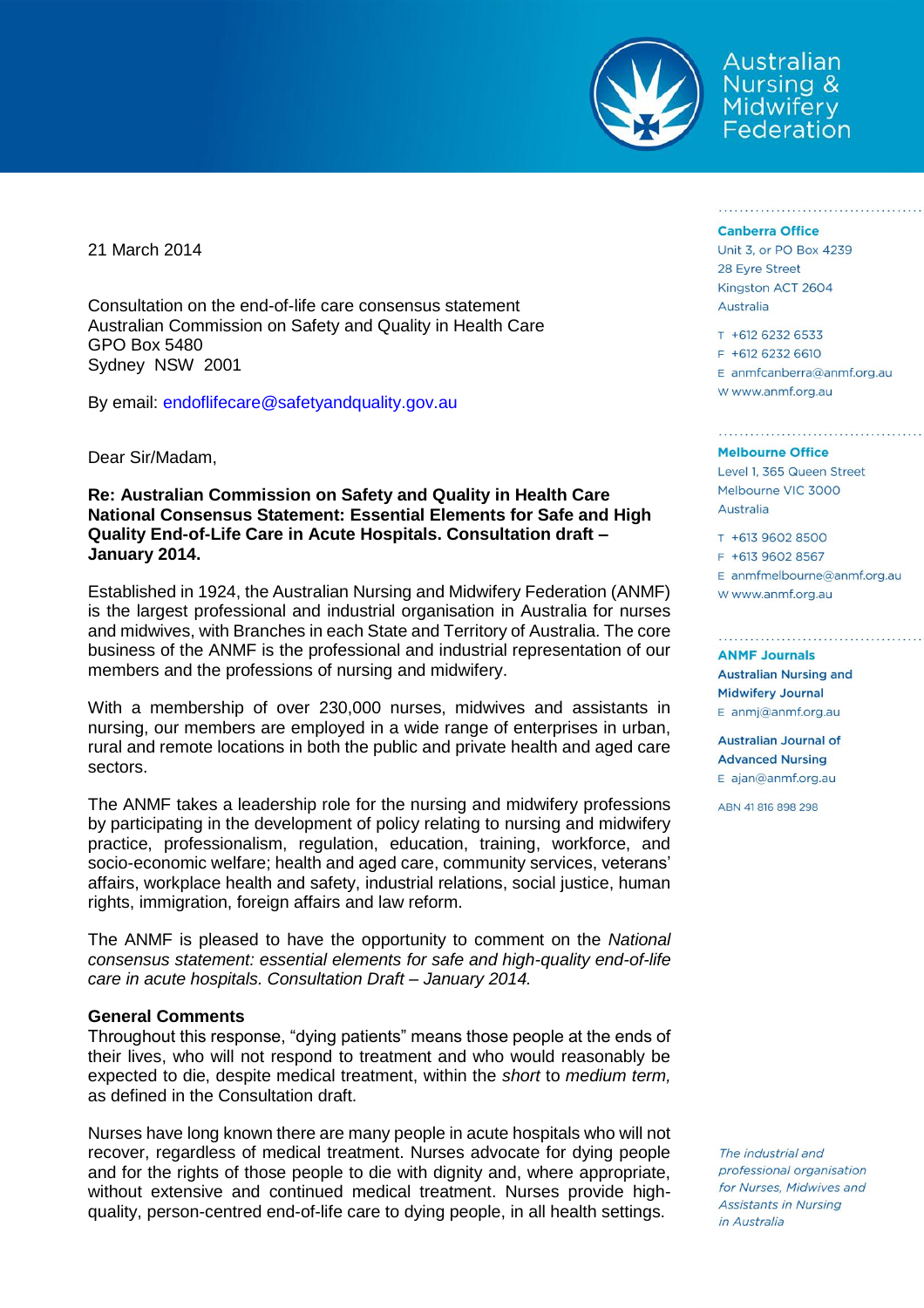Australian Nursing & Midwifery Federation

**Canberra Office**
Unit 3, or PO Box 4239
28 Eyre Street
Kingston ACT 2604
Australia

T +612 6232 6533
F +612 6232 6610
E anmfcanberra@anmf.org.au
W www.anmf.org.au

**Melbourne Office**
Level 1, 365 Queen Street
Melbourne VIC 3000
Australia

T +613 9602 8500
F +613 9602 8567
E anmfmelbourne@anmf.org.au
W www.anmf.org.au

**ANMF Journals**

**Australian Nursing and Midwifery Journal**
E anmj@anmf.org.au

**Australian Journal of Advanced Nursing**
E ajan@anmf.org.au

ABN 41 816 898 298

*The industrial and professional organisation for Nurses, Midwives and Assistants in Nursing in Australia*

21 March 2014

Consultation on the end-of-life care consensus statement
Australian Commission on Safety and Quality in Health Care
GPO Box 5480
Sydney NSW 2001

By email: endoflifecare@safetyandquality.gov.au

Dear Sir/Madam,

**Re: Australian Commission on Safety and Quality in Health Care National Consensus Statement: Essential Elements for Safe and High Quality End-of-Life Care in Acute Hospitals. Consultation draft – January 2014.**

Established in 1924, the Australian Nursing and Midwifery Federation (ANMF) is the largest professional and industrial organisation in Australia for nurses and midwives, with Branches in each State and Territory of Australia. The core business of the ANMF is the professional and industrial representation of our members and the professions of nursing and midwifery.

With a membership of over 230,000 nurses, midwives and assistants in nursing, our members are employed in a wide range of enterprises in urban, rural and remote locations in both the public and private health and aged care sectors.

The ANMF takes a leadership role for the nursing and midwifery professions by participating in the development of policy relating to nursing and midwifery practice, professionalism, regulation, education, training, workforce, and socio-economic welfare; health and aged care, community services, veterans' affairs, workplace health and safety, industrial relations, social justice, human rights, immigration, foreign affairs and law reform.

The ANMF is pleased to have the opportunity to comment on the *National consensus statement: essential elements for safe and high-quality end-of-life care in acute hospitals. Consultation Draft – January 2014.*

**General Comments**

Throughout this response, "dying patients" means those people at the ends of their lives, who will not respond to treatment and who would reasonably be expected to die, despite medical treatment, within the *short* to *medium term,* as defined in the Consultation draft.

Nurses have long known there are many people in acute hospitals who will not recover, regardless of medical treatment. Nurses advocate for dying people and for the rights of those people to die with dignity and, where appropriate, without extensive and continued medical treatment. Nurses provide high-quality, person-centred end-of-life care to dying people, in all health settings.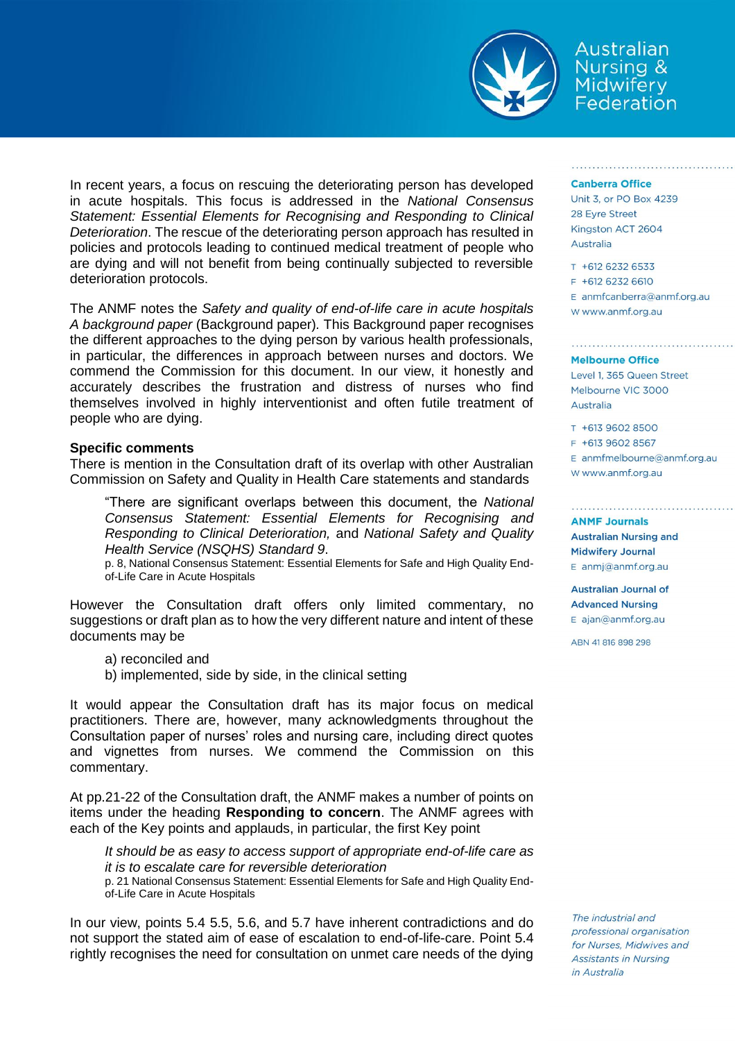In recent years, a focus on rescuing the deteriorating person has developed in acute hospitals. This focus is addressed in the *National Consensus Statement: Essential Elements for Recognising and Responding to Clinical Deterioration*. The rescue of the deteriorating person approach has resulted in policies and protocols leading to continued medical treatment of people who are dying and will not benefit from being continually subjected to reversible deterioration protocols.

The ANMF notes the *Safety and quality of end-of-life care in acute hospitals A background paper* (Background paper). This Background paper recognises the different approaches to the dying person by various health professionals, in particular, the differences in approach between nurses and doctors. We commend the Commission for this document. In our view, it honestly and accurately describes the frustration and distress of nurses who find themselves involved in highly interventionist and often futile treatment of people who are dying.

**Specific comments**

There is mention in the Consultation draft of its overlap with other Australian Commission on Safety and Quality in Health Care statements and standards

> "There are significant overlaps between this document, the *National Consensus Statement: Essential Elements for Recognising and Responding to Clinical Deterioration,* and *National Safety and Quality Health Service (NSQHS) Standard 9*.
>
> p. 8, National Consensus Statement: Essential Elements for Safe and High Quality End-of-Life Care in Acute Hospitals

However the Consultation draft offers only limited commentary, no suggestions or draft plan as to how the very different nature and intent of these documents may be

a) reconciled and
b) implemented, side by side, in the clinical setting

It would appear the Consultation draft has its major focus on medical practitioners. There are, however, many acknowledgments throughout the Consultation paper of nurses' roles and nursing care, including direct quotes and vignettes from nurses. We commend the Commission on this commentary.

At pp.21-22 of the Consultation draft, the ANMF makes a number of points on items under the heading **Responding to concern**. The ANMF agrees with each of the Key points and applauds, in particular, the first Key point

> *It should be as easy to access support of appropriate end-of-life care as it is to escalate care for reversible deterioration*
>
> p. 21 National Consensus Statement: Essential Elements for Safe and High Quality End-of-Life Care in Acute Hospitals

In our view, points 5.4 5.5, 5.6, and 5.7 have inherent contradictions and do not support the stated aim of ease of escalation to end-of-life-care. Point 5.4 rightly recognises the need for consultation on unmet care needs of the dying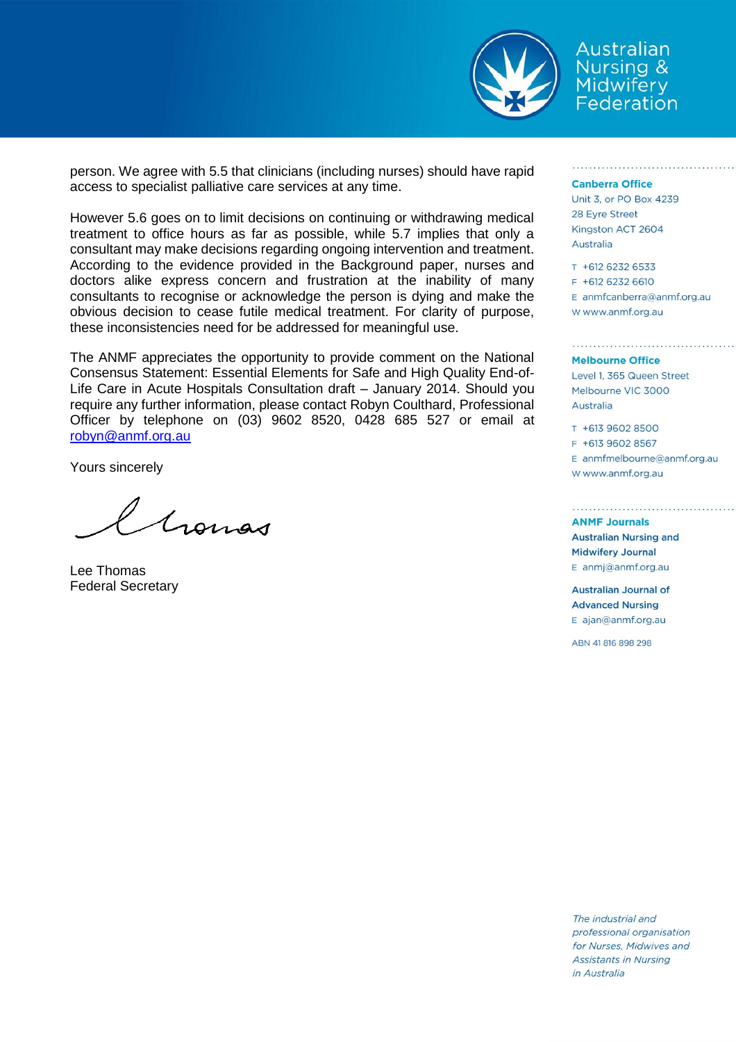person. We agree with 5.5 that clinicians (including nurses) should have rapid access to specialist palliative care services at any time.

However 5.6 goes on to limit decisions on continuing or withdrawing medical treatment to office hours as far as possible, while 5.7 implies that only a consultant may make decisions regarding ongoing intervention and treatment. According to the evidence provided in the Background paper, nurses and doctors alike express concern and frustration at the inability of many consultants to recognise or acknowledge the person is dying and make the obvious decision to cease futile medical treatment. For clarity of purpose, these inconsistencies need for be addressed for meaningful use.

The ANMF appreciates the opportunity to provide comment on the National Consensus Statement: Essential Elements for Safe and High Quality End-of-Life Care in Acute Hospitals Consultation draft – January 2014. Should you require any further information, please contact Robyn Coulthard, Professional Officer by telephone on (03) 9602 8520, 0428 685 527 or email at robyn@anmf.org.au

Yours sincerely

Lee Thomas
Federal Secretary

**Canberra Office**
Unit 3, or PO Box 4239
28 Eyre Street
Kingston ACT 2604
Australia

T +612 6232 6533
F +612 6232 6610
E anmfcanberra@anmf.org.au
W www.anmf.org.au

**Melbourne Office**
Level 1, 365 Queen Street
Melbourne VIC 3000
Australia

T +613 9602 8500
F +613 9602 8567
E anmfmelbourne@anmf.org.au
W www.anmf.org.au

**ANMF Journals**
**Australian Nursing and Midwifery Journal**
E anmj@anmf.org.au

**Australian Journal of Advanced Nursing**
E ajan@anmf.org.au

ABN 41 816 898 298

*The industrial and professional organisation for Nurses, Midwives and Assistants in Nursing in Australia*